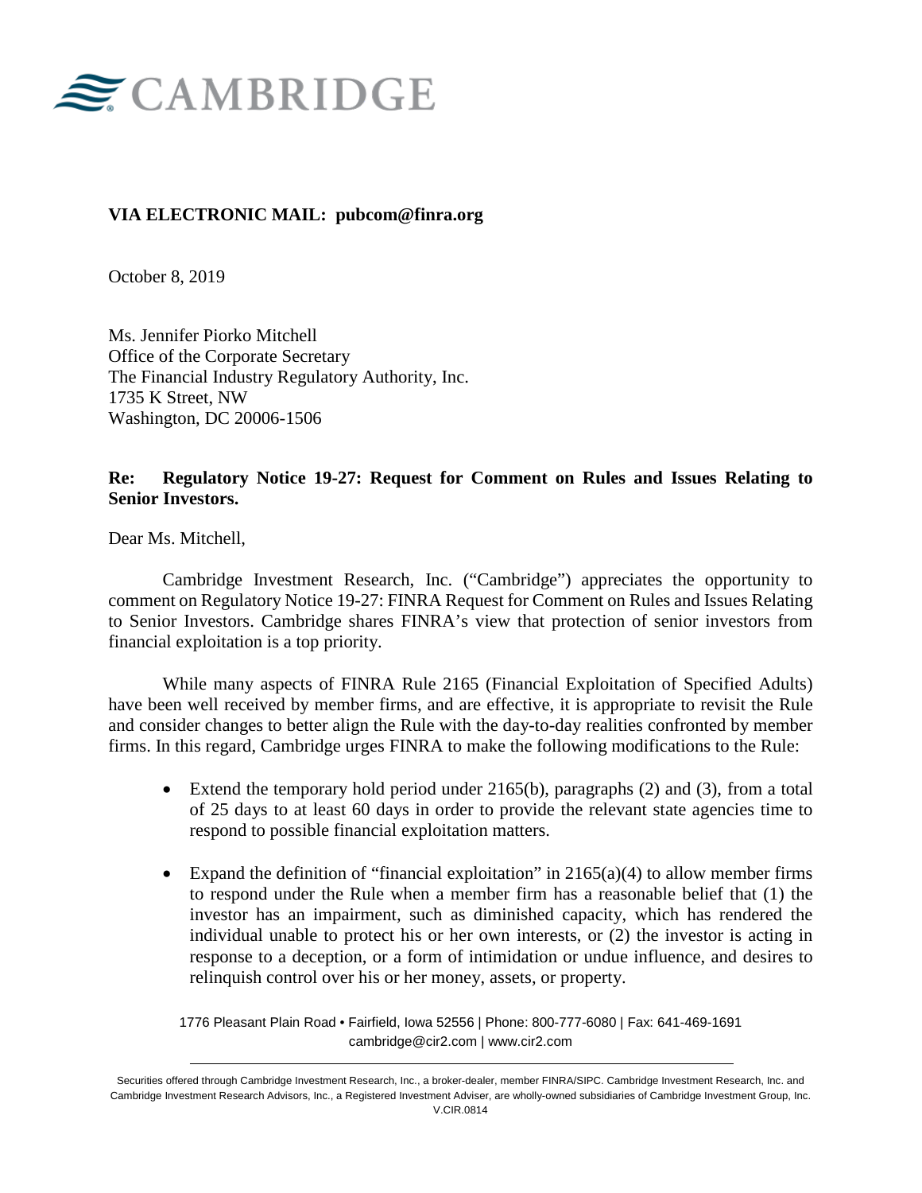CAMBRIDGE

**VIA ELECTRONIC MAIL: pubcom@finra.org**

October 8, 2019

Ms. Jennifer Piorko Mitchell
Office of the Corporate Secretary
The Financial Industry Regulatory Authority, Inc.
1735 K Street, NW
Washington, DC 20006-1506

**Re: Regulatory Notice 19-27: Request for Comment on Rules and Issues Relating to Senior Investors.**

Dear Ms. Mitchell,

Cambridge Investment Research, Inc. ("Cambridge") appreciates the opportunity to comment on Regulatory Notice 19-27: FINRA Request for Comment on Rules and Issues Relating to Senior Investors. Cambridge shares FINRA's view that protection of senior investors from financial exploitation is a top priority.

While many aspects of FINRA Rule 2165 (Financial Exploitation of Specified Adults) have been well received by member firms, and are effective, it is appropriate to revisit the Rule and consider changes to better align the Rule with the day-to-day realities confronted by member firms. In this regard, Cambridge urges FINRA to make the following modifications to the Rule:

- Extend the temporary hold period under 2165(b), paragraphs (2) and (3), from a total of 25 days to at least 60 days in order to provide the relevant state agencies time to respond to possible financial exploitation matters.
- Expand the definition of "financial exploitation" in 2165(a)(4) to allow member firms to respond under the Rule when a member firm has a reasonable belief that (1) the investor has an impairment, such as diminished capacity, which has rendered the individual unable to protect his or her own interests, or (2) the investor is acting in response to a deception, or a form of intimidation or undue influence, and desires to relinquish control over his or her money, assets, or property.

1776 Pleasant Plain Road • Fairfield, Iowa 52556 | Phone: 800-777-6080 | Fax: 641-469-1691
cambridge@cir2.com | www.cir2.com

Securities offered through Cambridge Investment Research, Inc., a broker-dealer, member FINRA/SIPC. Cambridge Investment Research, Inc. and Cambridge Investment Research Advisors, Inc., a Registered Investment Adviser, are wholly-owned subsidiaries of Cambridge Investment Group, Inc. V.CIR.0814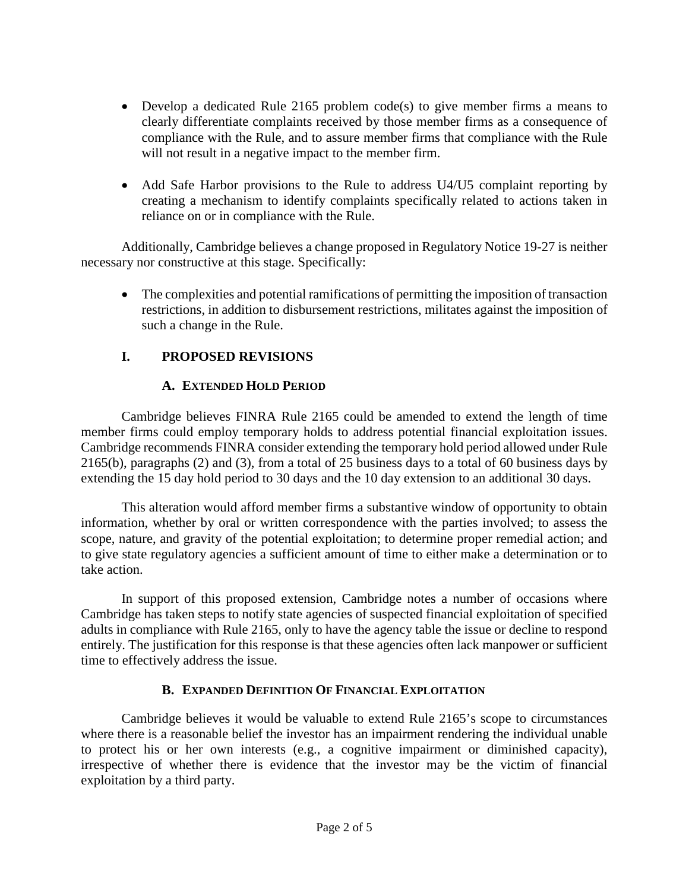- Develop a dedicated Rule 2165 problem code(s) to give member firms a means to clearly differentiate complaints received by those member firms as a consequence of compliance with the Rule, and to assure member firms that compliance with the Rule will not result in a negative impact to the member firm.
- Add Safe Harbor provisions to the Rule to address U4/U5 complaint reporting by creating a mechanism to identify complaints specifically related to actions taken in reliance on or in compliance with the Rule.

Additionally, Cambridge believes a change proposed in Regulatory Notice 19-27 is neither necessary nor constructive at this stage. Specifically:

- The complexities and potential ramifications of permitting the imposition of transaction restrictions, in addition to disbursement restrictions, militates against the imposition of such a change in the Rule.

## I. PROPOSED REVISIONS

### A. EXTENDED HOLD PERIOD

Cambridge believes FINRA Rule 2165 could be amended to extend the length of time member firms could employ temporary holds to address potential financial exploitation issues. Cambridge recommends FINRA consider extending the temporary hold period allowed under Rule 2165(b), paragraphs (2) and (3), from a total of 25 business days to a total of 60 business days by extending the 15 day hold period to 30 days and the 10 day extension to an additional 30 days.

This alteration would afford member firms a substantive window of opportunity to obtain information, whether by oral or written correspondence with the parties involved; to assess the scope, nature, and gravity of the potential exploitation; to determine proper remedial action; and to give state regulatory agencies a sufficient amount of time to either make a determination or to take action.

In support of this proposed extension, Cambridge notes a number of occasions where Cambridge has taken steps to notify state agencies of suspected financial exploitation of specified adults in compliance with Rule 2165, only to have the agency table the issue or decline to respond entirely. The justification for this response is that these agencies often lack manpower or sufficient time to effectively address the issue.

### B. EXPANDED DEFINITION OF FINANCIAL EXPLOITATION

Cambridge believes it would be valuable to extend Rule 2165's scope to circumstances where there is a reasonable belief the investor has an impairment rendering the individual unable to protect his or her own interests (e.g., a cognitive impairment or diminished capacity), irrespective of whether there is evidence that the investor may be the victim of financial exploitation by a third party.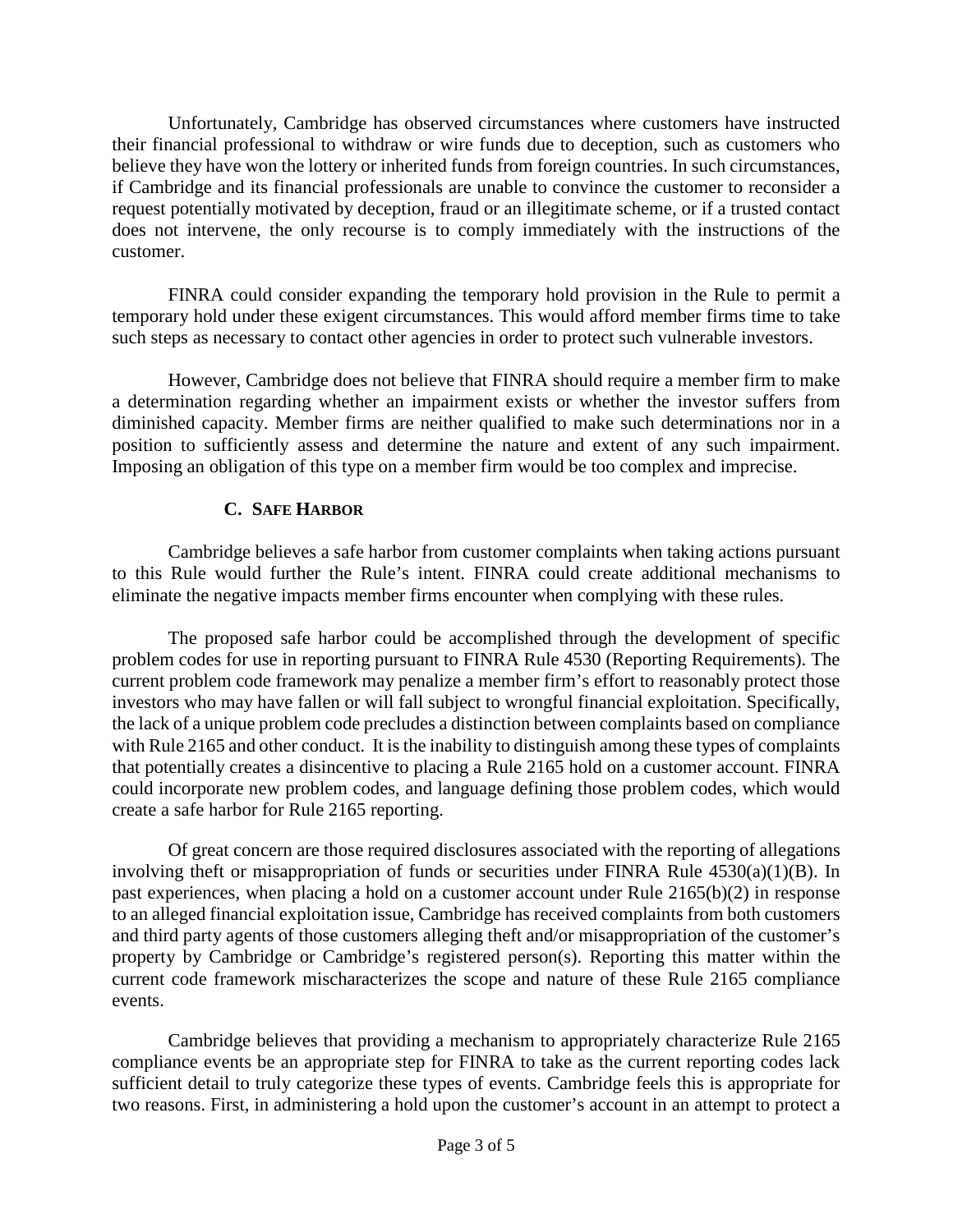Unfortunately, Cambridge has observed circumstances where customers have instructed their financial professional to withdraw or wire funds due to deception, such as customers who believe they have won the lottery or inherited funds from foreign countries. In such circumstances, if Cambridge and its financial professionals are unable to convince the customer to reconsider a request potentially motivated by deception, fraud or an illegitimate scheme, or if a trusted contact does not intervene, the only recourse is to comply immediately with the instructions of the customer.

FINRA could consider expanding the temporary hold provision in the Rule to permit a temporary hold under these exigent circumstances. This would afford member firms time to take such steps as necessary to contact other agencies in order to protect such vulnerable investors.

However, Cambridge does not believe that FINRA should require a member firm to make a determination regarding whether an impairment exists or whether the investor suffers from diminished capacity. Member firms are neither qualified to make such determinations nor in a position to sufficiently assess and determine the nature and extent of any such impairment. Imposing an obligation of this type on a member firm would be too complex and imprecise.

### C. Safe Harbor

Cambridge believes a safe harbor from customer complaints when taking actions pursuant to this Rule would further the Rule's intent. FINRA could create additional mechanisms to eliminate the negative impacts member firms encounter when complying with these rules.

The proposed safe harbor could be accomplished through the development of specific problem codes for use in reporting pursuant to FINRA Rule 4530 (Reporting Requirements). The current problem code framework may penalize a member firm's effort to reasonably protect those investors who may have fallen or will fall subject to wrongful financial exploitation. Specifically, the lack of a unique problem code precludes a distinction between complaints based on compliance with Rule 2165 and other conduct. It is the inability to distinguish among these types of complaints that potentially creates a disincentive to placing a Rule 2165 hold on a customer account. FINRA could incorporate new problem codes, and language defining those problem codes, which would create a safe harbor for Rule 2165 reporting.

Of great concern are those required disclosures associated with the reporting of allegations involving theft or misappropriation of funds or securities under FINRA Rule 4530(a)(1)(B). In past experiences, when placing a hold on a customer account under Rule 2165(b)(2) in response to an alleged financial exploitation issue, Cambridge has received complaints from both customers and third party agents of those customers alleging theft and/or misappropriation of the customer's property by Cambridge or Cambridge's registered person(s). Reporting this matter within the current code framework mischaracterizes the scope and nature of these Rule 2165 compliance events.

Cambridge believes that providing a mechanism to appropriately characterize Rule 2165 compliance events be an appropriate step for FINRA to take as the current reporting codes lack sufficient detail to truly categorize these types of events. Cambridge feels this is appropriate for two reasons. First, in administering a hold upon the customer's account in an attempt to protect a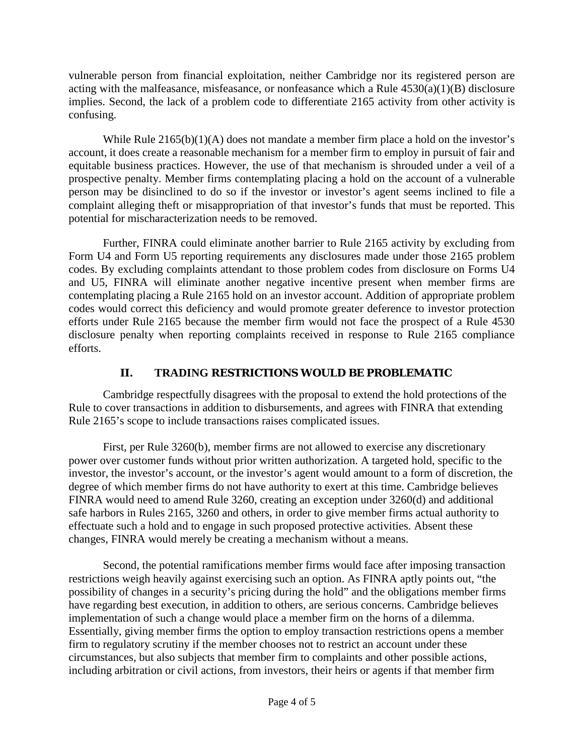vulnerable person from financial exploitation, neither Cambridge nor its registered person are acting with the malfeasance, misfeasance, or nonfeasance which a Rule 4530(a)(1)(B) disclosure implies. Second, the lack of a problem code to differentiate 2165 activity from other activity is confusing.

While Rule 2165(b)(1)(A) does not mandate a member firm place a hold on the investor's account, it does create a reasonable mechanism for a member firm to employ in pursuit of fair and equitable business practices. However, the use of that mechanism is shrouded under a veil of a prospective penalty. Member firms contemplating placing a hold on the account of a vulnerable person may be disinclined to do so if the investor or investor's agent seems inclined to file a complaint alleging theft or misappropriation of that investor's funds that must be reported. This potential for mischaracterization needs to be removed.

Further, FINRA could eliminate another barrier to Rule 2165 activity by excluding from Form U4 and Form U5 reporting requirements any disclosures made under those 2165 problem codes. By excluding complaints attendant to those problem codes from disclosure on Forms U4 and U5, FINRA will eliminate another negative incentive present when member firms are contemplating placing a Rule 2165 hold on an investor account. Addition of appropriate problem codes would correct this deficiency and would promote greater deference to investor protection efforts under Rule 2165 because the member firm would not face the prospect of a Rule 4530 disclosure penalty when reporting complaints received in response to Rule 2165 compliance efforts.

## II. TRADING RESTRICTIONS WOULD BE PROBLEMATIC

Cambridge respectfully disagrees with the proposal to extend the hold protections of the Rule to cover transactions in addition to disbursements, and agrees with FINRA that extending Rule 2165's scope to include transactions raises complicated issues.

First, per Rule 3260(b), member firms are not allowed to exercise any discretionary power over customer funds without prior written authorization. A targeted hold, specific to the investor, the investor's account, or the investor's agent would amount to a form of discretion, the degree of which member firms do not have authority to exert at this time. Cambridge believes FINRA would need to amend Rule 3260, creating an exception under 3260(d) and additional safe harbors in Rules 2165, 3260 and others, in order to give member firms actual authority to effectuate such a hold and to engage in such proposed protective activities. Absent these changes, FINRA would merely be creating a mechanism without a means.

Second, the potential ramifications member firms would face after imposing transaction restrictions weigh heavily against exercising such an option. As FINRA aptly points out, "the possibility of changes in a security's pricing during the hold" and the obligations member firms have regarding best execution, in addition to others, are serious concerns. Cambridge believes implementation of such a change would place a member firm on the horns of a dilemma. Essentially, giving member firms the option to employ transaction restrictions opens a member firm to regulatory scrutiny if the member chooses not to restrict an account under these circumstances, but also subjects that member firm to complaints and other possible actions, including arbitration or civil actions, from investors, their heirs or agents if that member firm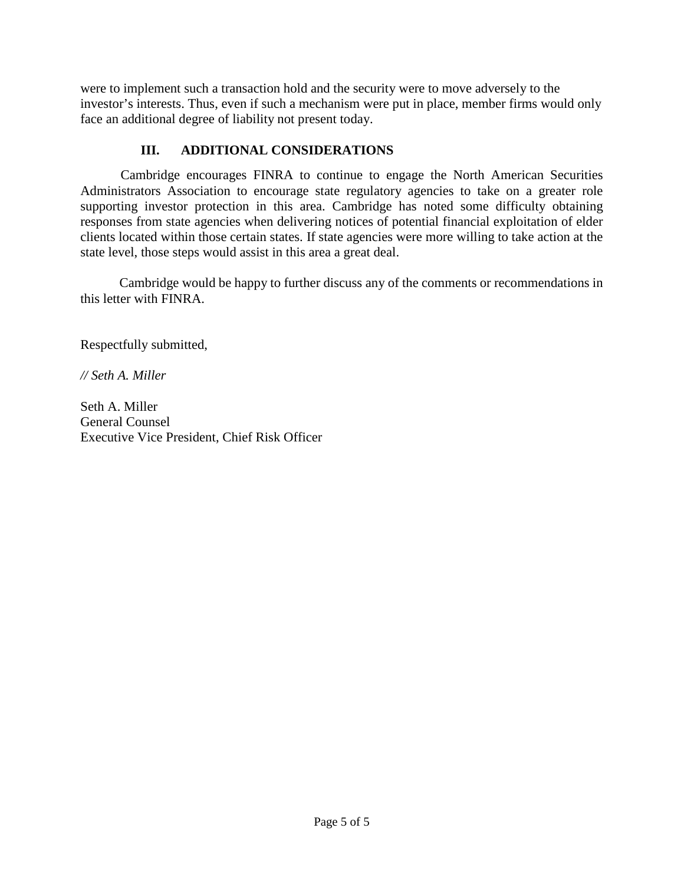were to implement such a transaction hold and the security were to move adversely to the investor's interests. Thus, even if such a mechanism were put in place, member firms would only face an additional degree of liability not present today.

## III. ADDITIONAL CONSIDERATIONS

Cambridge encourages FINRA to continue to engage the North American Securities Administrators Association to encourage state regulatory agencies to take on a greater role supporting investor protection in this area. Cambridge has noted some difficulty obtaining responses from state agencies when delivering notices of potential financial exploitation of elder clients located within those certain states. If state agencies were more willing to take action at the state level, those steps would assist in this area a great deal.

Cambridge would be happy to further discuss any of the comments or recommendations in this letter with FINRA.

Respectfully submitted,

*// Seth A. Miller*

Seth A. Miller
General Counsel
Executive Vice President, Chief Risk Officer